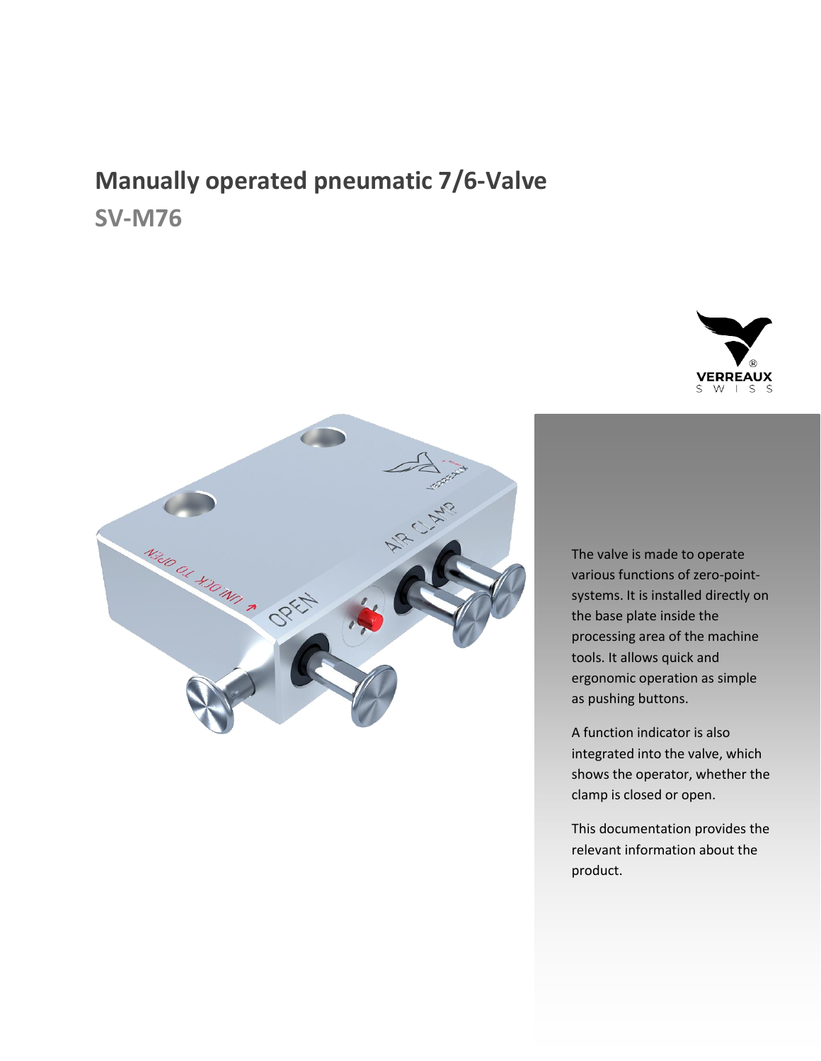# Manually operated pneumatic 7/6-Valve

## SV-M76

The valve is made to operate various functions of zero-point-systems. It is installed directly on the base plate inside the processing area of the machine tools. It allows quick and ergonomic operation as simple as pushing buttons.

A function indicator is also integrated into the valve, which shows the operator, whether the clamp is closed or open.

This documentation provides the relevant information about the product.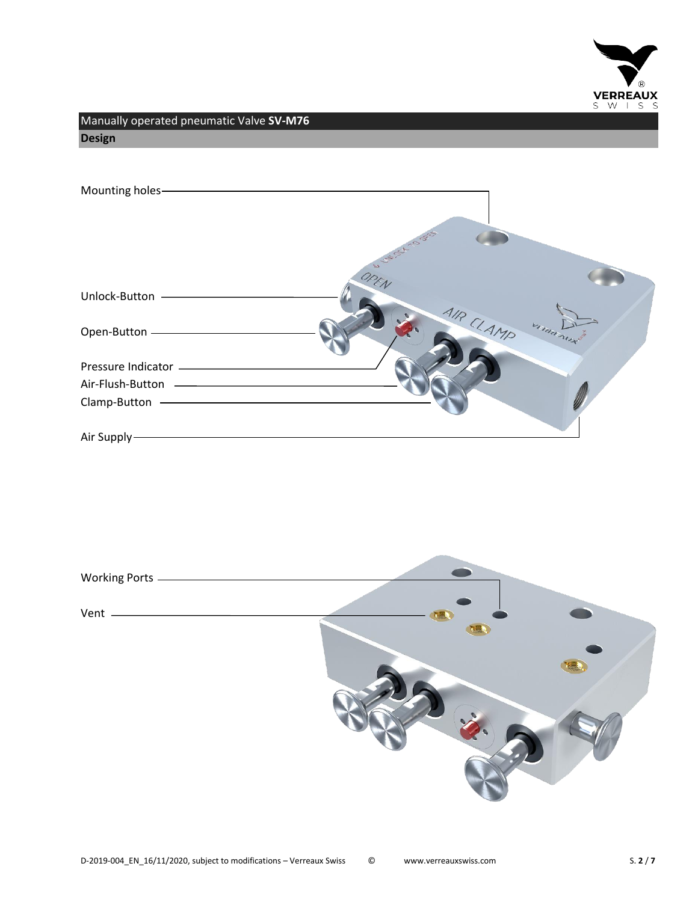Manually operated pneumatic Valve **SV-M76**

**Design**

Mounting holes

Unlock-Button

Open-Button

Pressure Indicator

Air-Flush-Button

Clamp-Button

Air Supply

Working Ports

Vent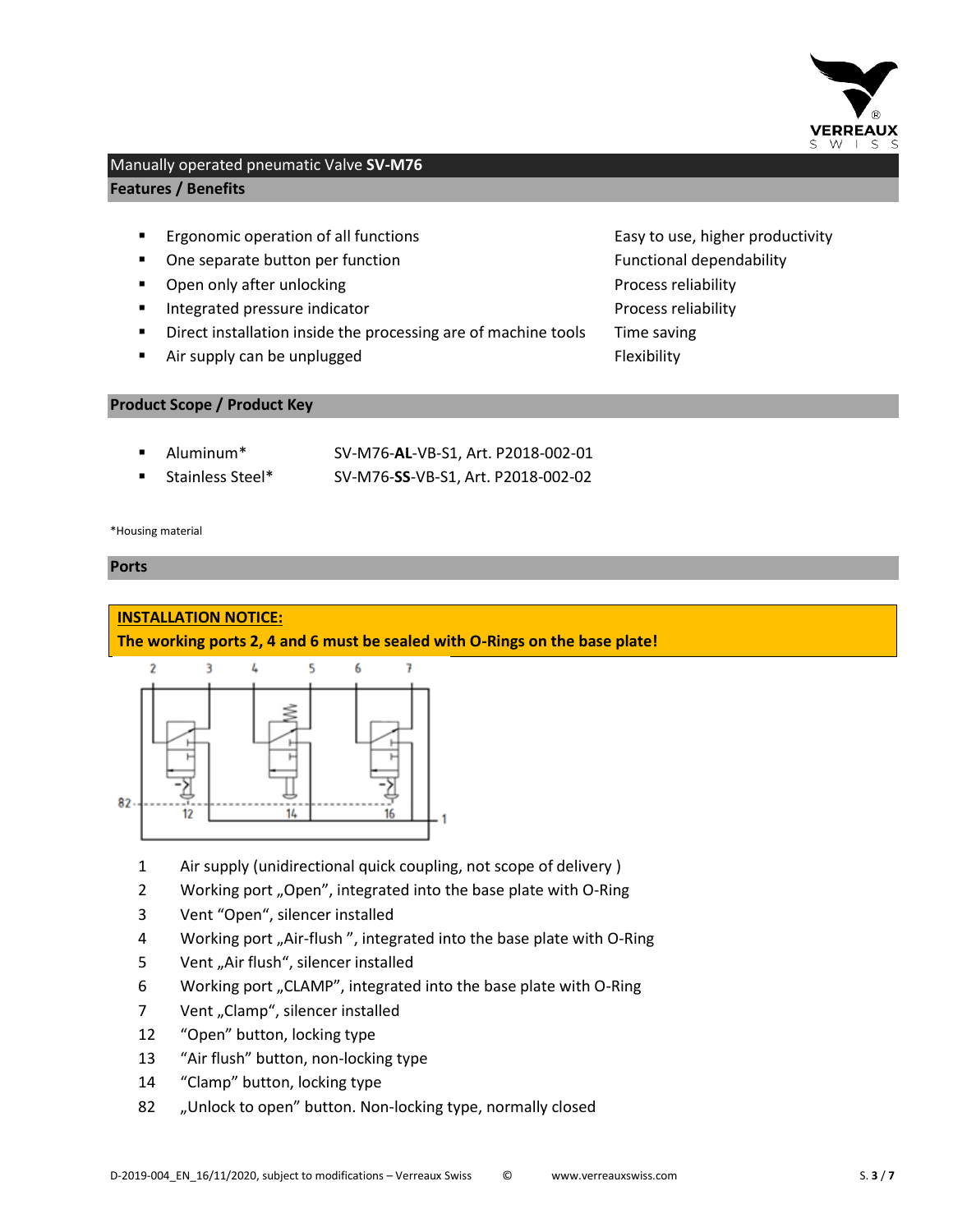## Manually operated pneumatic Valve **SV-M76**

### Features / Benefits

| Feature | Benefit |
|---|---|
| Ergonomic operation of all functions | Easy to use, higher productivity |
| One separate button per function | Functional dependability |
| Open only after unlocking | Process reliability |
| Integrated pressure indicator | Process reliability |
| Direct installation inside the processing are of machine tools | Time saving |
| Air supply can be unplugged | Flexibility |

### Product Scope / Product Key

- Aluminum* SV-M76-**AL**-VB-S1, Art. P2018-002-01
- Stainless Steel* SV-M76-**SS**-VB-S1, Art. P2018-002-02

*Housing material

### Ports

**INSTALLATION NOTICE:**
**The working ports 2, 4 and 6 must be sealed with O-Rings on the base plate!**

| | |
|---|---|
| 1 | Air supply (unidirectional quick coupling, not scope of delivery ) |
| 2 | Working port „Open", integrated into the base plate with O-Ring |
| 3 | Vent "Open", silencer installed |
| 4 | Working port „Air-flush ", integrated into the base plate with O-Ring |
| 5 | Vent „Air flush", silencer installed |
| 6 | Working port „CLAMP", integrated into the base plate with O-Ring |
| 7 | Vent „Clamp", silencer installed |
| 12 | "Open" button, locking type |
| 13 | "Air flush" button, non-locking type |
| 14 | "Clamp" button, locking type |
| 82 | „Unlock to open" button. Non-locking type, normally closed |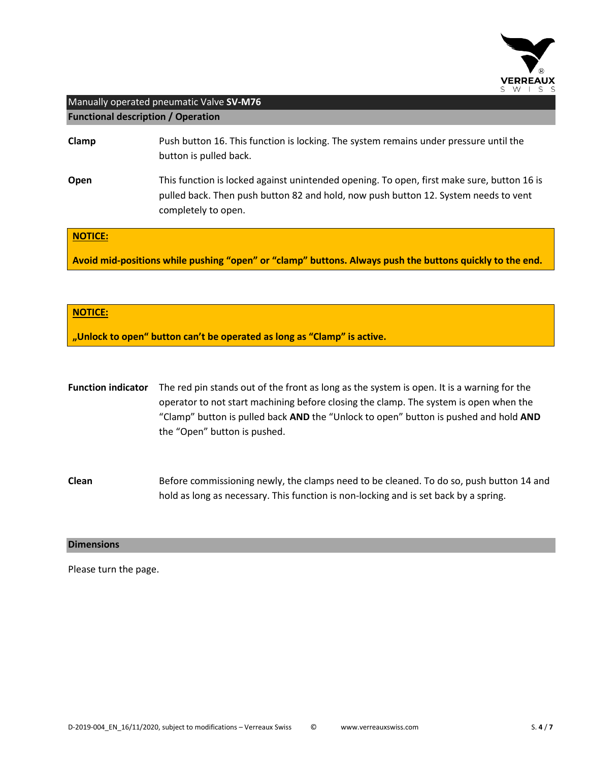Manually operated pneumatic Valve **SV-M76**

## Functional description / Operation

**Clamp**

Push button 16. This function is locking. The system remains under pressure until the button is pulled back.

**Open**

This function is locked against unintended opening. To open, first make sure, button 16 is pulled back. Then push button 82 and hold, now push button 12. System needs to vent completely to open.

**NOTICE:**

**Avoid mid-positions while pushing “open” or “clamp” buttons. Always push the buttons quickly to the end.**

**NOTICE:**

**„Unlock to open“ button can’t be operated as long as “Clamp” is active.**

**Function indicator**

The red pin stands out of the front as long as the system is open. It is a warning for the operator to not start machining before closing the clamp. The system is open when the “Clamp” button is pulled back **AND** the “Unlock to open” button is pushed and hold **AND** the “Open” button is pushed.

**Clean**

Before commissioning newly, the clamps need to be cleaned. To do so, push button 14 and hold as long as necessary. This function is non-locking and is set back by a spring.

## Dimensions

Please turn the page.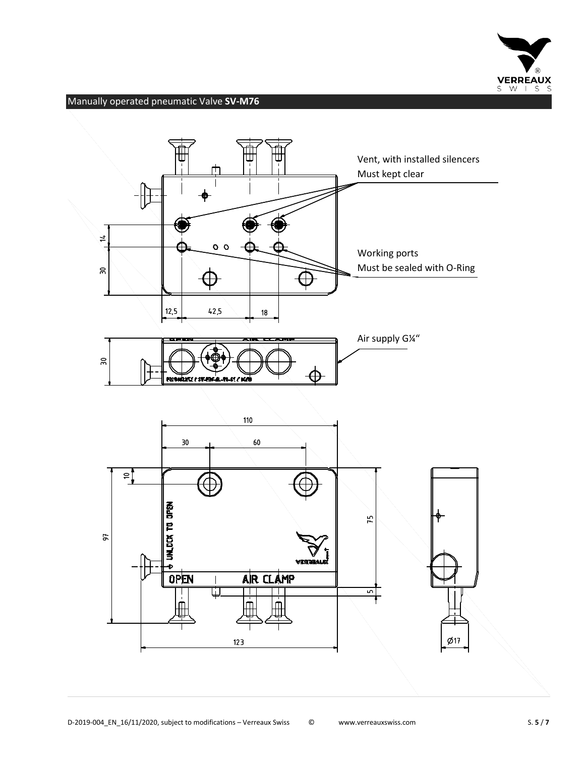## Manually operated pneumatic Valve **SV-M76**

Vent, with installed silencers
Must kept clear

Working ports
Must be sealed with O-Ring

Air supply G¼“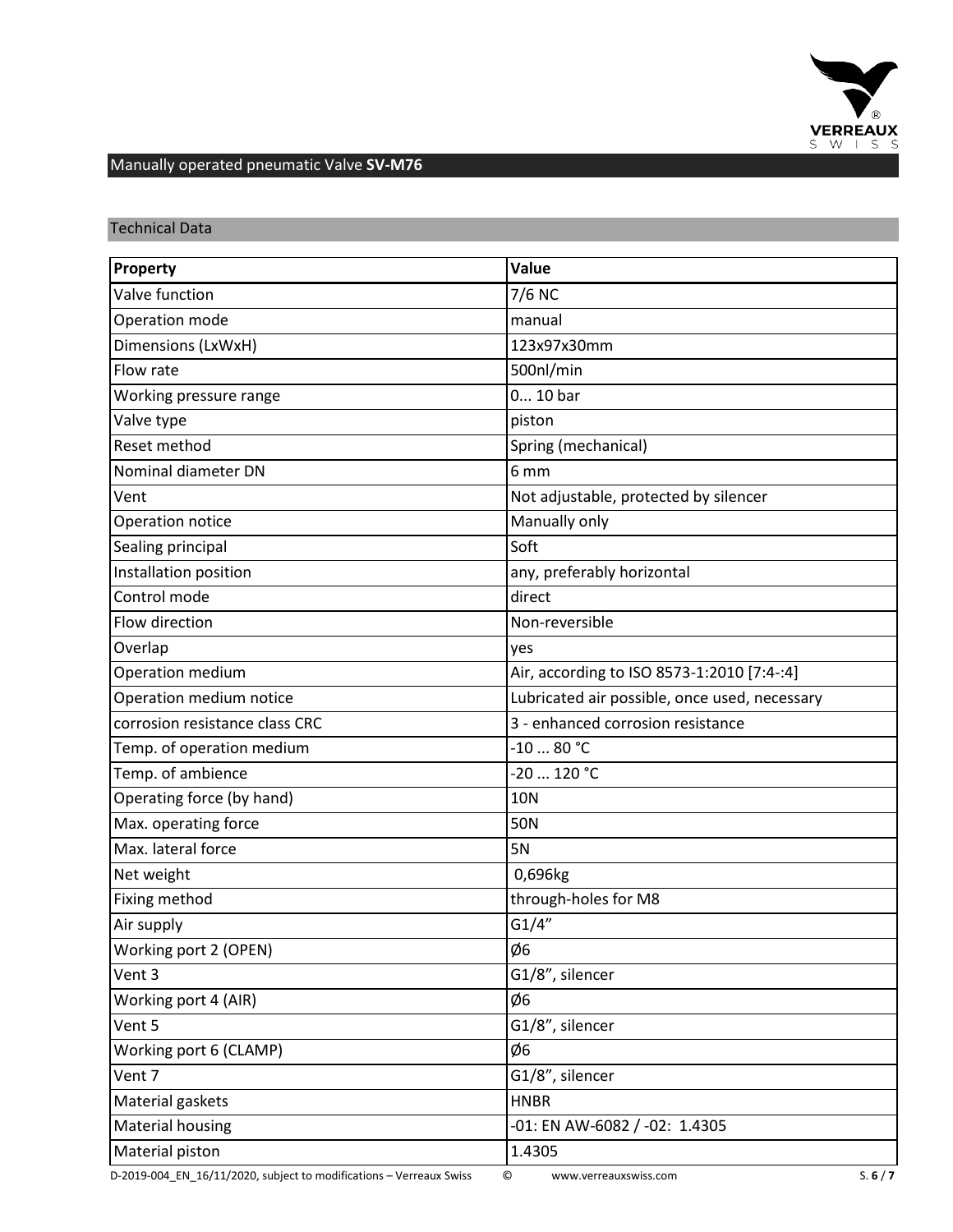## Manually operated pneumatic Valve **SV-M76**

### Technical Data

| **Property** | **Value** |
|---|---|
| Valve function | 7/6 NC |
| Operation mode | manual |
| Dimensions (LxWxH) | 123x97x30mm |
| Flow rate | 500nl/min |
| Working pressure range | 0... 10 bar |
| Valve type | piston |
| Reset method | Spring (mechanical) |
| Nominal diameter DN | 6 mm |
| Vent | Not adjustable, protected by silencer |
| Operation notice | Manually only |
| Sealing principal | Soft |
| Installation position | any, preferably horizontal |
| Control mode | direct |
| Flow direction | Non-reversible |
| Overlap | yes |
| Operation medium | Air, according to ISO 8573-1:2010 [7:4-:4] |
| Operation medium notice | Lubricated air possible, once used, necessary |
| corrosion resistance class CRC | 3 - enhanced corrosion resistance |
| Temp. of operation medium | -10 ... 80 °C |
| Temp. of ambience | -20 ... 120 °C |
| Operating force (by hand) | 10N |
| Max. operating force | 50N |
| Max. lateral force | 5N |
| Net weight | 0,696kg |
| Fixing method | through-holes for M8 |
| Air supply | G1/4" |
| Working port 2 (OPEN) | Ø6 |
| Vent 3 | G1/8", silencer |
| Working port 4 (AIR) | Ø6 |
| Vent 5 | G1/8", silencer |
| Working port 6 (CLAMP) | Ø6 |
| Vent 7 | G1/8", silencer |
| Material gaskets | HNBR |
| Material housing | -01: EN AW-6082 / -02: 1.4305 |
| Material piston | 1.4305 |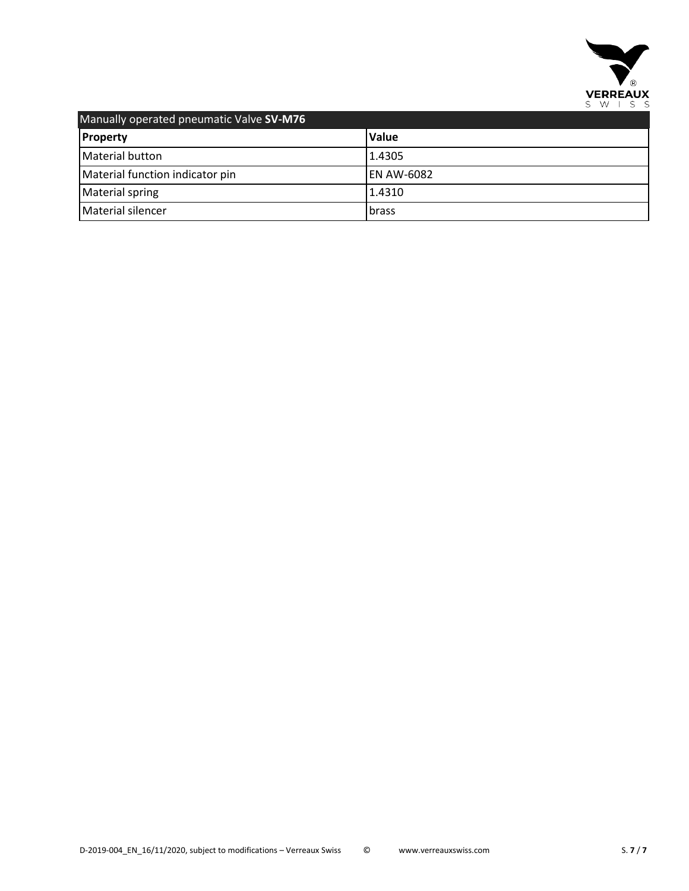| Manually operated pneumatic Valve **SV-M76** | |
|---|---|
| **Property** | **Value** |
| Material button | 1.4305 |
| Material function indicator pin | EN AW-6082 |
| Material spring | 1.4310 |
| Material silencer | brass |